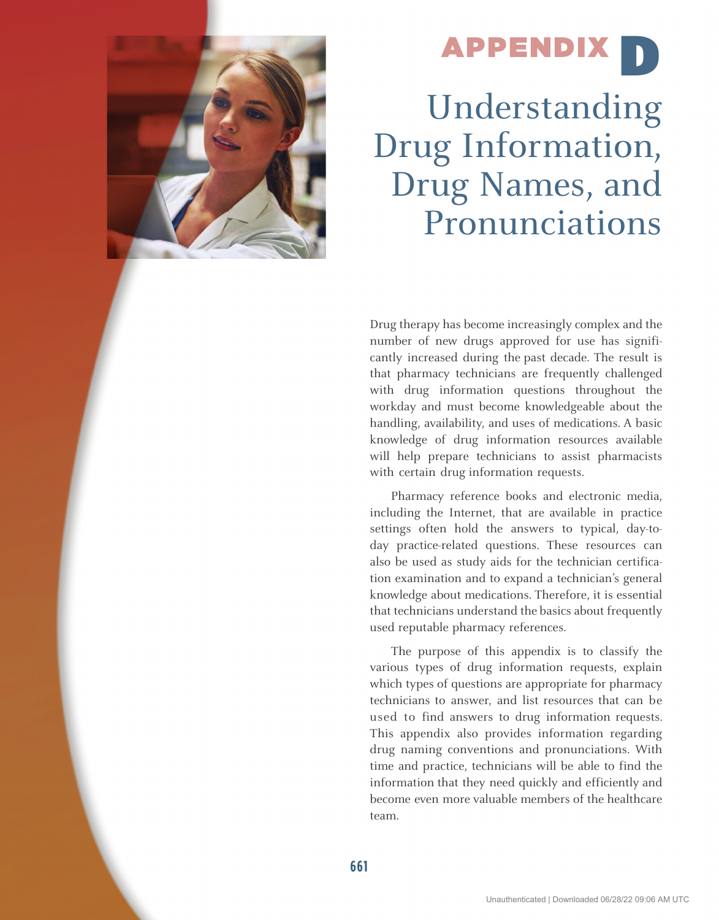# APPENDIX D

# Understanding Drug Information, Drug Names, and Pronunciations

Drug therapy has become increasingly complex and the number of new drugs approved for use has significantly increased during the past decade. The result is that pharmacy technicians are frequently challenged with drug information questions throughout the workday and must become knowledgeable about the handling, availability, and uses of medications. A basic knowledge of drug information resources available will help prepare technicians to assist pharmacists with certain drug information requests.

Pharmacy reference books and electronic media, including the Internet, that are available in practice settings often hold the answers to typical, day-to-day practice-related questions. These resources can also be used as study aids for the technician certification examination and to expand a technician's general knowledge about medications. Therefore, it is essential that technicians understand the basics about frequently used reputable pharmacy references.

The purpose of this appendix is to classify the various types of drug information requests, explain which types of questions are appropriate for pharmacy technicians to answer, and list resources that can be used to find answers to drug information requests. This appendix also provides information regarding drug naming conventions and pronunciations. With time and practice, technicians will be able to find the information that they need quickly and efficiently and become even more valuable members of the healthcare team.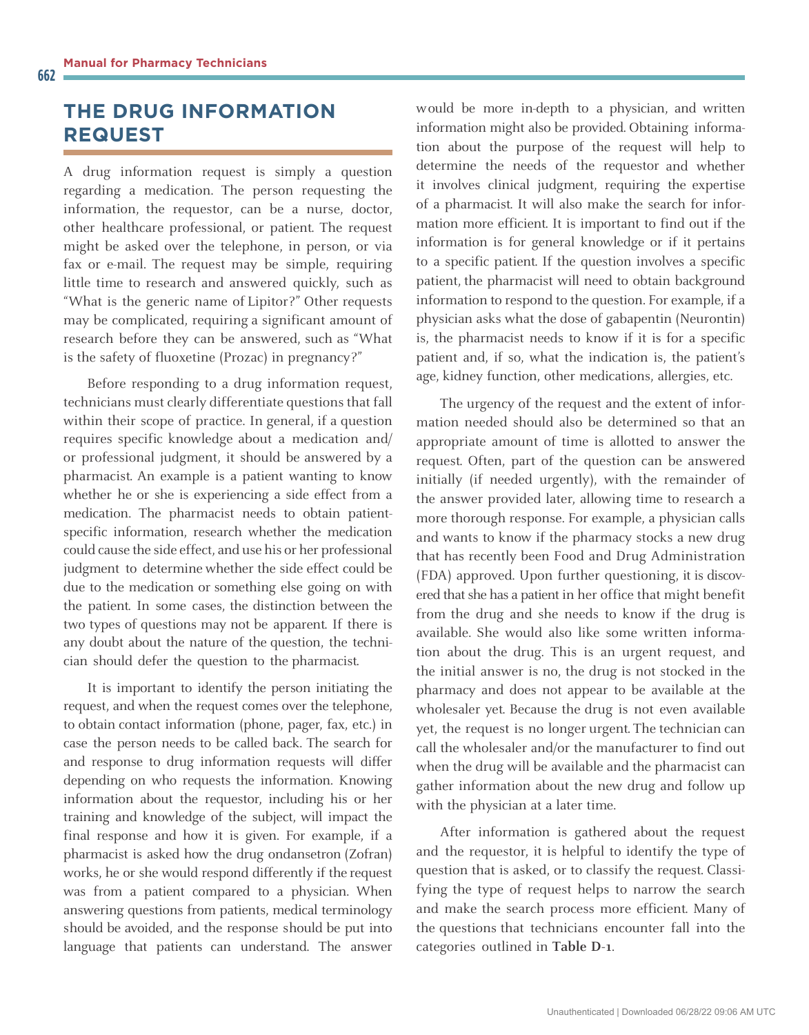## THE DRUG INFORMATION REQUEST

A drug information request is simply a question regarding a medication. The person requesting the information, the requestor, can be a nurse, doctor, other healthcare professional, or patient. The request might be asked over the telephone, in person, or via fax or e-mail. The request may be simple, requiring little time to research and answered quickly, such as "What is the generic name of Lipitor?" Other requests may be complicated, requiring a significant amount of research before they can be answered, such as "What is the safety of fluoxetine (Prozac) in pregnancy?"

Before responding to a drug information request, technicians must clearly differentiate questions that fall within their scope of practice. In general, if a question requires specific knowledge about a medication and/or professional judgment, it should be answered by a pharmacist. An example is a patient wanting to know whether he or she is experiencing a side effect from a medication. The pharmacist needs to obtain patient-specific information, research whether the medication could cause the side effect, and use his or her professional judgment to determine whether the side effect could be due to the medication or something else going on with the patient. In some cases, the distinction between the two types of questions may not be apparent. If there is any doubt about the nature of the question, the technician should defer the question to the pharmacist.

It is important to identify the person initiating the request, and when the request comes over the telephone, to obtain contact information (phone, pager, fax, etc.) in case the person needs to be called back. The search for and response to drug information requests will differ depending on who requests the information. Knowing information about the requestor, including his or her training and knowledge of the subject, will impact the final response and how it is given. For example, if a pharmacist is asked how the drug ondansetron (Zofran) works, he or she would respond differently if the request was from a patient compared to a physician. When answering questions from patients, medical terminology should be avoided, and the response should be put into language that patients can understand. The answer would be more in-depth to a physician, and written information might also be provided. Obtaining information about the purpose of the request will help to determine the needs of the requestor and whether it involves clinical judgment, requiring the expertise of a pharmacist. It will also make the search for information more efficient. It is important to find out if the information is for general knowledge or if it pertains to a specific patient. If the question involves a specific patient, the pharmacist will need to obtain background information to respond to the question. For example, if a physician asks what the dose of gabapentin (Neurontin) is, the pharmacist needs to know if it is for a specific patient and, if so, what the indication is, the patient's age, kidney function, other medications, allergies, etc.

The urgency of the request and the extent of information needed should also be determined so that an appropriate amount of time is allotted to answer the request. Often, part of the question can be answered initially (if needed urgently), with the remainder of the answer provided later, allowing time to research a more thorough response. For example, a physician calls and wants to know if the pharmacy stocks a new drug that has recently been Food and Drug Administration (FDA) approved. Upon further questioning, it is discovered that she has a patient in her office that might benefit from the drug and she needs to know if the drug is available. She would also like some written information about the drug. This is an urgent request, and the initial answer is no, the drug is not stocked in the pharmacy and does not appear to be available at the wholesaler yet. Because the drug is not even available yet, the request is no longer urgent. The technician can call the wholesaler and/or the manufacturer to find out when the drug will be available and the pharmacist can gather information about the new drug and follow up with the physician at a later time.

After information is gathered about the request and the requestor, it is helpful to identify the type of question that is asked, or to classify the request. Classifying the type of request helps to narrow the search and make the search process more efficient. Many of the questions that technicians encounter fall into the categories outlined in **Table D-1**.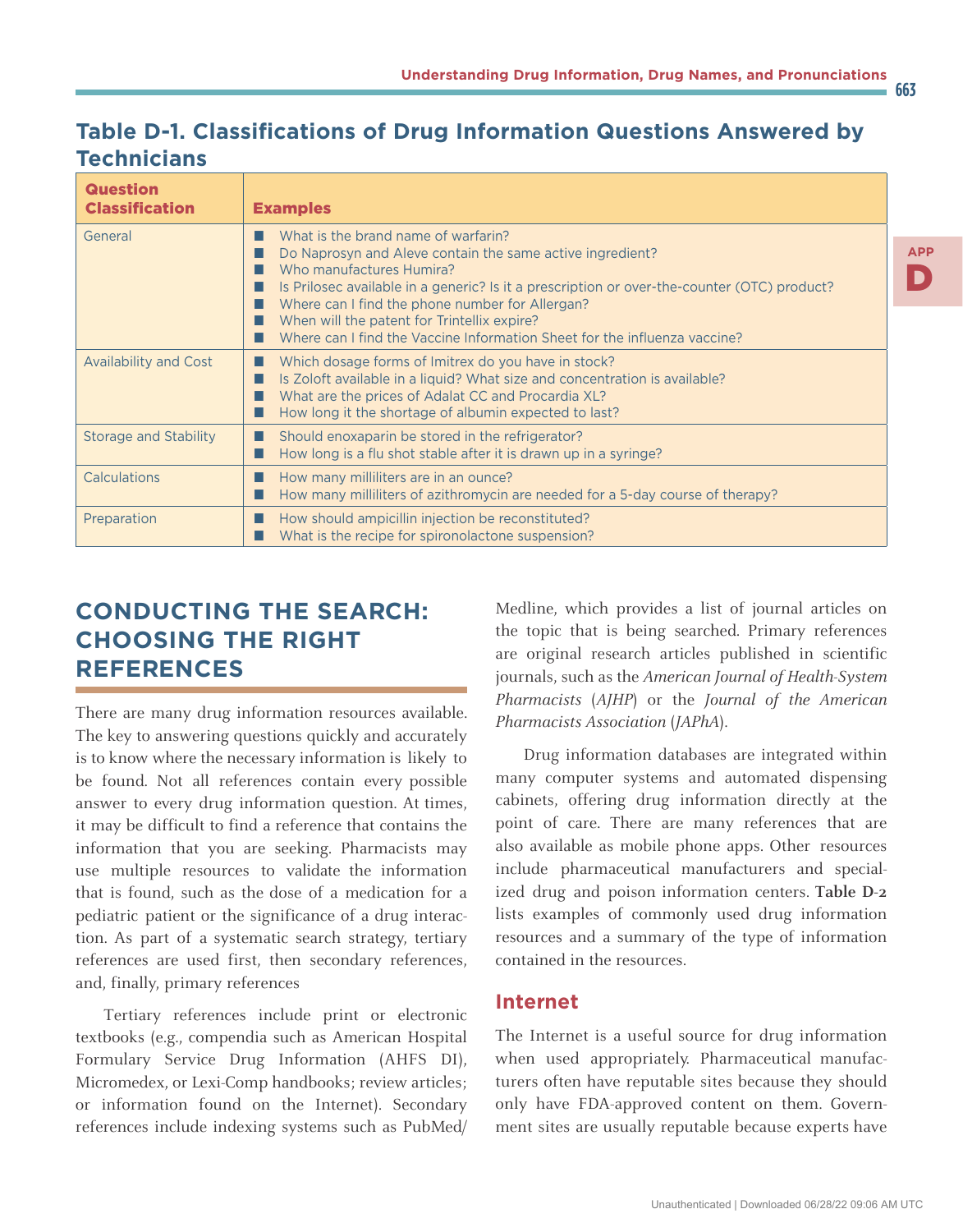## Table D-1. Classifications of Drug Information Questions Answered by Technicians

| Question Classification | Examples |
|---|---|
| General | ■ What is the brand name of warfarin?<br>■ Do Naprosyn and Aleve contain the same active ingredient?<br>■ Who manufactures Humira?<br>■ Is Prilosec available in a generic? Is it a prescription or over-the-counter (OTC) product?<br>■ Where can I find the phone number for Allergan?<br>■ When will the patent for Trintellix expire?<br>■ Where can I find the Vaccine Information Sheet for the influenza vaccine? |
| Availability and Cost | ■ Which dosage forms of Imitrex do you have in stock?<br>■ Is Zoloft available in a liquid? What size and concentration is available?<br>■ What are the prices of Adalat CC and Procardia XL?<br>■ How long it the shortage of albumin expected to last? |
| Storage and Stability | ■ Should enoxaparin be stored in the refrigerator?<br>■ How long is a flu shot stable after it is drawn up in a syringe? |
| Calculations | ■ How many milliliters are in an ounce?<br>■ How many milliliters of azithromycin are needed for a 5-day course of therapy? |
| Preparation | ■ How should ampicillin injection be reconstituted?<br>■ What is the recipe for spironolactone suspension? |

## CONDUCTING THE SEARCH: CHOOSING THE RIGHT REFERENCES

There are many drug information resources available. The key to answering questions quickly and accurately is to know where the necessary information is likely to be found. Not all references contain every possible answer to every drug information question. At times, it may be difficult to find a reference that contains the information that you are seeking. Pharmacists may use multiple resources to validate the information that is found, such as the dose of a medication for a pediatric patient or the significance of a drug interaction. As part of a systematic search strategy, tertiary references are used first, then secondary references, and, finally, primary references

Tertiary references include print or electronic textbooks (e.g., compendia such as American Hospital Formulary Service Drug Information (AHFS DI), Micromedex, or Lexi-Comp handbooks; review articles; or information found on the Internet). Secondary references include indexing systems such as PubMed/Medline, which provides a list of journal articles on the topic that is being searched. Primary references are original research articles published in scientific journals, such as the *American Journal of Health-System Pharmacists* (*AJHP*) or the *Journal of the American Pharmacists Association* (*JAPhA*).

Drug information databases are integrated within many computer systems and automated dispensing cabinets, offering drug information directly at the point of care. There are many references that are also available as mobile phone apps. Other resources include pharmaceutical manufacturers and specialized drug and poison information centers. **Table D-2** lists examples of commonly used drug information resources and a summary of the type of information contained in the resources.

### Internet

The Internet is a useful source for drug information when used appropriately. Pharmaceutical manufacturers often have reputable sites because they should only have FDA-approved content on them. Government sites are usually reputable because experts have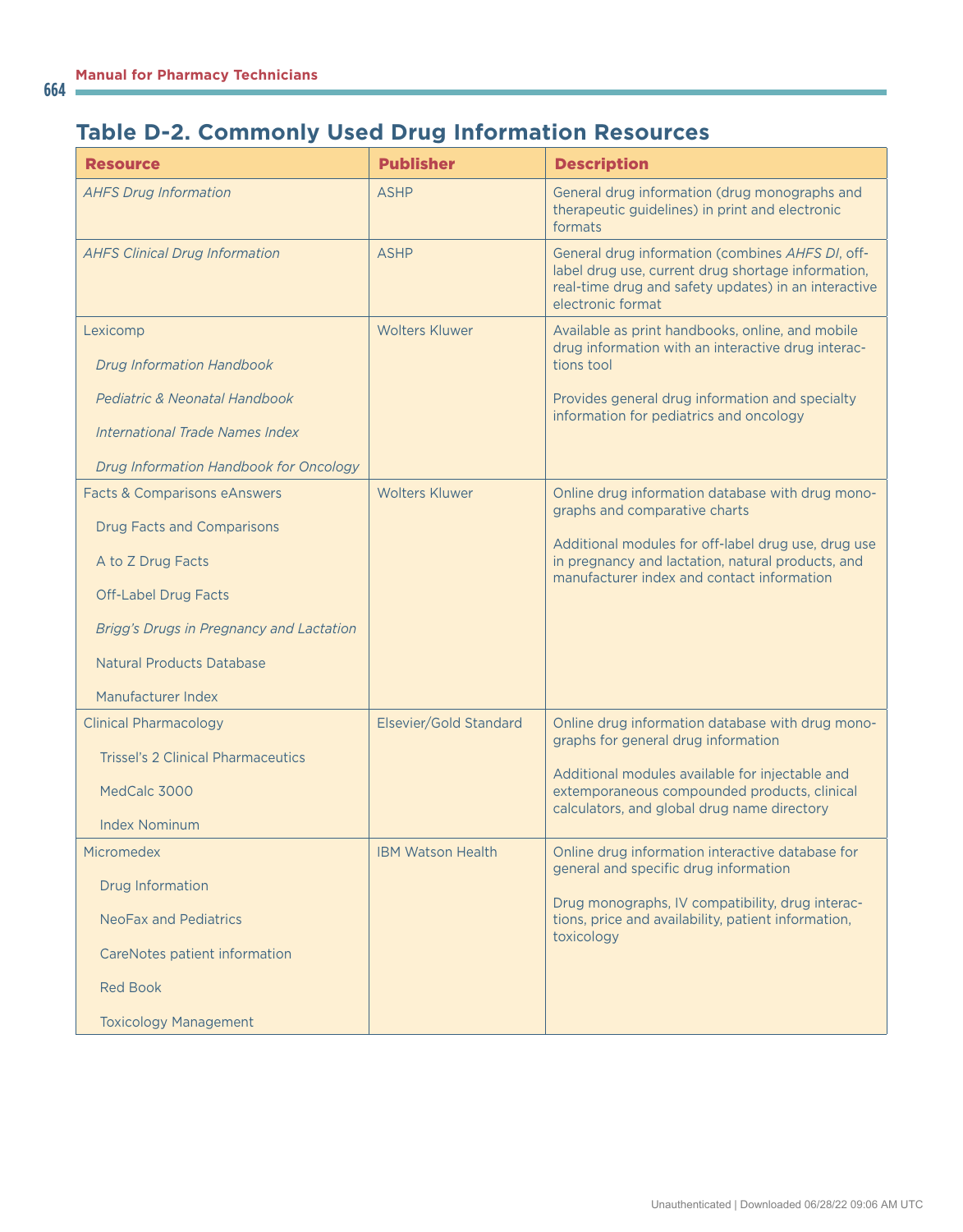## Table D-2. Commonly Used Drug Information Resources

| Resource | Publisher | Description |
|---|---|---|
| *AHFS Drug Information* | ASHP | General drug information (drug monographs and therapeutic guidelines) in print and electronic formats |
| *AHFS Clinical Drug Information* | ASHP | General drug information (combines *AHFS DI*, off-label drug use, current drug shortage information, real-time drug and safety updates) in an interactive electronic format |
| Lexicomp<br>*Drug Information Handbook*<br>*Pediatric & Neonatal Handbook*<br>*International Trade Names Index*<br>*Drug Information Handbook for Oncology* | Wolters Kluwer | Available as print handbooks, online, and mobile drug information with an interactive drug interactions tool<br><br>Provides general drug information and specialty information for pediatrics and oncology |
| Facts & Comparisons eAnswers<br>Drug Facts and Comparisons<br>A to Z Drug Facts<br>Off-Label Drug Facts<br>*Brigg's Drugs in Pregnancy and Lactation*<br>Natural Products Database<br>Manufacturer Index | Wolters Kluwer | Online drug information database with drug monographs and comparative charts<br><br>Additional modules for off-label drug use, drug use in pregnancy and lactation, natural products, and manufacturer index and contact information |
| Clinical Pharmacology<br>Trissel's 2 Clinical Pharmaceutics<br>MedCalc 3000<br>Index Nominum | Elsevier/Gold Standard | Online drug information database with drug monographs for general drug information<br><br>Additional modules available for injectable and extemporaneous compounded products, clinical calculators, and global drug name directory |
| Micromedex<br>Drug Information<br>NeoFax and Pediatrics<br>CareNotes patient information<br>Red Book<br>Toxicology Management | IBM Watson Health | Online drug information interactive database for general and specific drug information<br><br>Drug monographs, IV compatibility, drug interactions, price and availability, patient information, toxicology |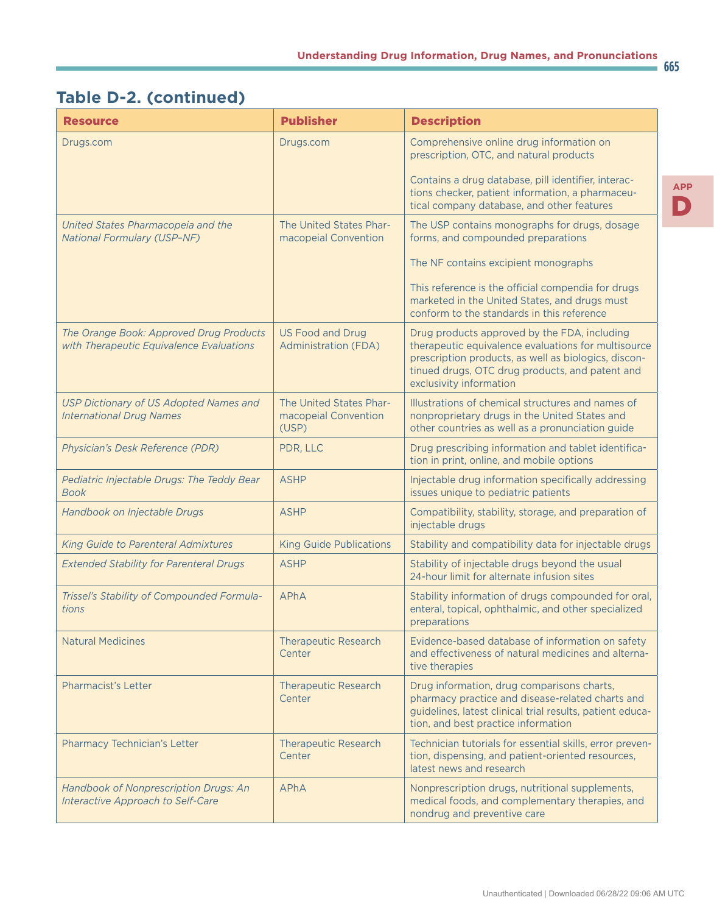## Table D-2. (continued)

| Resource | Publisher | Description |
|---|---|---|
| Drugs.com | Drugs.com | Comprehensive online drug information on prescription, OTC, and natural products<br><br>Contains a drug database, pill identifier, interactions checker, patient information, a pharmaceutical company database, and other features |
| *United States Pharmacopeia and the National Formulary (USP–NF)* | The United States Pharmacopeial Convention | The USP contains monographs for drugs, dosage forms, and compounded preparations<br><br>The NF contains excipient monographs<br><br>This reference is the official compendia for drugs marketed in the United States, and drugs must conform to the standards in this reference |
| *The Orange Book: Approved Drug Products with Therapeutic Equivalence Evaluations* | US Food and Drug Administration (FDA) | Drug products approved by the FDA, including therapeutic equivalence evaluations for multisource prescription products, as well as biologics, discontinued drugs, OTC drug products, and patent and exclusivity information |
| *USP Dictionary of US Adopted Names and International Drug Names* | The United States Pharmacopeial Convention (USP) | Illustrations of chemical structures and names of nonproprietary drugs in the United States and other countries as well as a pronunciation guide |
| *Physician's Desk Reference (PDR)* | PDR, LLC | Drug prescribing information and tablet identification in print, online, and mobile options |
| *Pediatric Injectable Drugs: The Teddy Bear Book* | ASHP | Injectable drug information specifically addressing issues unique to pediatric patients |
| *Handbook on Injectable Drugs* | ASHP | Compatibility, stability, storage, and preparation of injectable drugs |
| *King Guide to Parenteral Admixtures* | King Guide Publications | Stability and compatibility data for injectable drugs |
| *Extended Stability for Parenteral Drugs* | ASHP | Stability of injectable drugs beyond the usual 24-hour limit for alternate infusion sites |
| *Trissel's Stability of Compounded Formulations* | APhA | Stability information of drugs compounded for oral, enteral, topical, ophthalmic, and other specialized preparations |
| Natural Medicines | Therapeutic Research Center | Evidence-based database of information on safety and effectiveness of natural medicines and alternative therapies |
| Pharmacist's Letter | Therapeutic Research Center | Drug information, drug comparisons charts, pharmacy practice and disease-related charts and guidelines, latest clinical trial results, patient education, and best practice information |
| Pharmacy Technician's Letter | Therapeutic Research Center | Technician tutorials for essential skills, error prevention, dispensing, and patient-oriented resources, latest news and research |
| *Handbook of Nonprescription Drugs: An Interactive Approach to Self-Care* | APhA | Nonprescription drugs, nutritional supplements, medical foods, and complementary therapies, and nondrug and preventive care |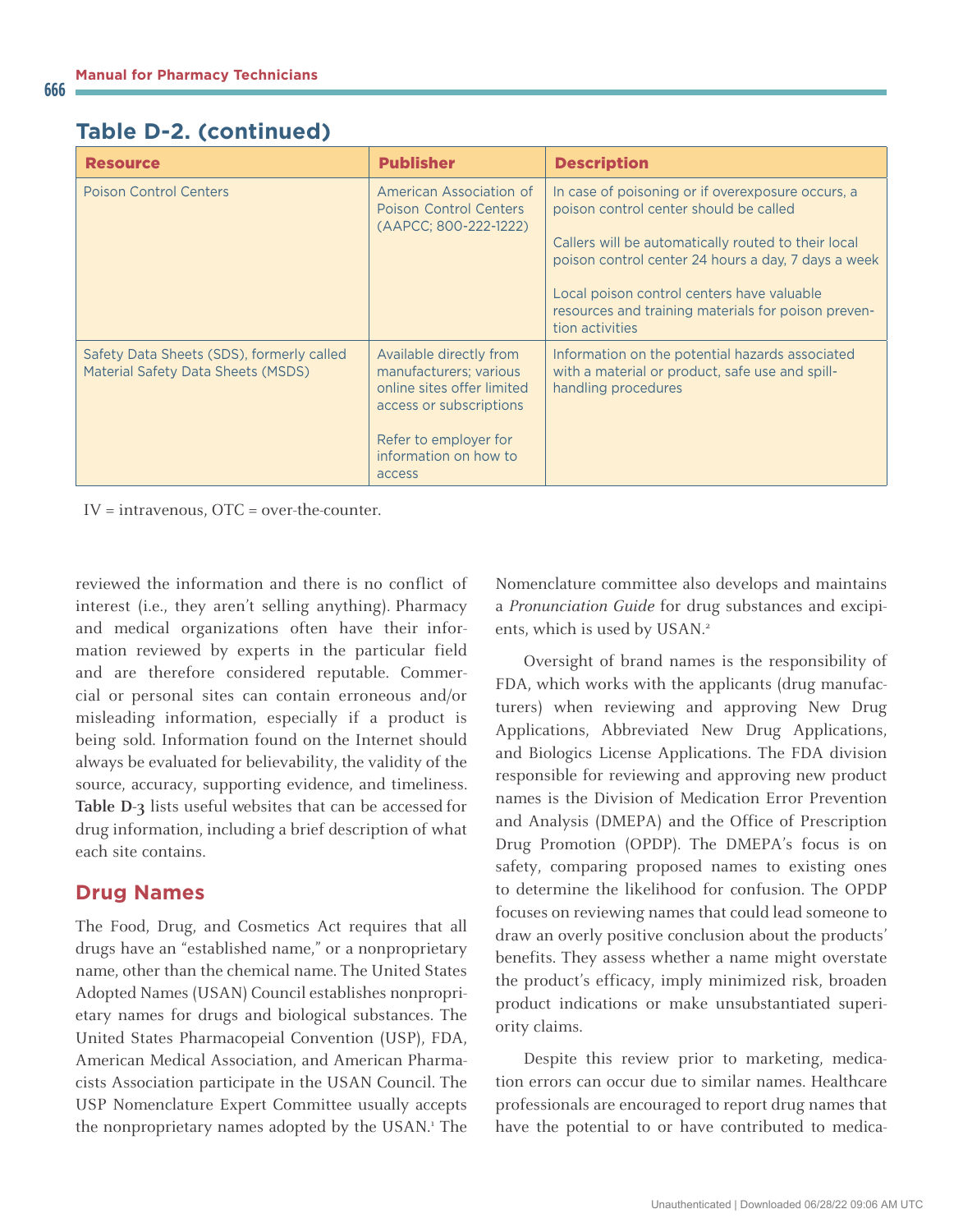## Table D-2. (continued)

| Resource | Publisher | Description |
|---|---|---|
| Poison Control Centers | American Association of Poison Control Centers (AAPCC; 800-222-1222) | In case of poisoning or if overexposure occurs, a poison control center should be called<br><br>Callers will be automatically routed to their local poison control center 24 hours a day, 7 days a week<br><br>Local poison control centers have valuable resources and training materials for poison prevention activities |
| Safety Data Sheets (SDS), formerly called Material Safety Data Sheets (MSDS) | Available directly from manufacturers; various online sites offer limited access or subscriptions<br><br>Refer to employer for information on how to access | Information on the potential hazards associated with a material or product, safe use and spill-handling procedures |

IV = intravenous, OTC = over-the-counter.

reviewed the information and there is no conflict of interest (i.e., they aren't selling anything). Pharmacy and medical organizations often have their information reviewed by experts in the particular field and are therefore considered reputable. Commercial or personal sites can contain erroneous and/or misleading information, especially if a product is being sold. Information found on the Internet should always be evaluated for believability, the validity of the source, accuracy, supporting evidence, and timeliness. **Table D-3** lists useful websites that can be accessed for drug information, including a brief description of what each site contains.

## Drug Names

The Food, Drug, and Cosmetics Act requires that all drugs have an "established name," or a nonproprietary name, other than the chemical name. The United States Adopted Names (USAN) Council establishes nonproprietary names for drugs and biological substances. The United States Pharmacopeial Convention (USP), FDA, American Medical Association, and American Pharmacists Association participate in the USAN Council. The USP Nomenclature Expert Committee usually accepts the nonproprietary names adopted by the USAN.[1] The Nomenclature committee also develops and maintains a *Pronunciation Guide* for drug substances and excipients, which is used by USAN.[2]

Oversight of brand names is the responsibility of FDA, which works with the applicants (drug manufacturers) when reviewing and approving New Drug Applications, Abbreviated New Drug Applications, and Biologics License Applications. The FDA division responsible for reviewing and approving new product names is the Division of Medication Error Prevention and Analysis (DMEPA) and the Office of Prescription Drug Promotion (OPDP). The DMEPA's focus is on safety, comparing proposed names to existing ones to determine the likelihood for confusion. The OPDP focuses on reviewing names that could lead someone to draw an overly positive conclusion about the products' benefits. They assess whether a name might overstate the product's efficacy, imply minimized risk, broaden product indications or make unsubstantiated superiority claims.

Despite this review prior to marketing, medication errors can occur due to similar names. Healthcare professionals are encouraged to report drug names that have the potential to or have contributed to medica-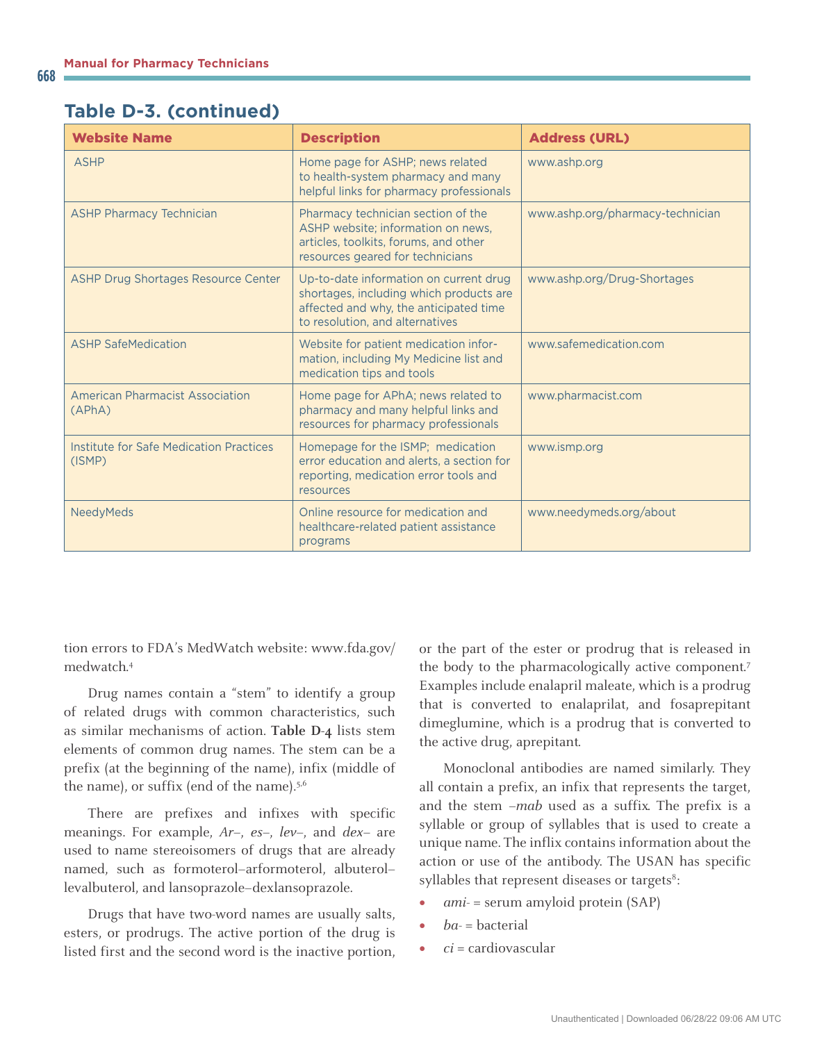## Table D-3. (continued)

| Website Name | Description | Address (URL) |
| --- | --- | --- |
| ASHP | Home page for ASHP; news related to health-system pharmacy and many helpful links for pharmacy professionals | www.ashp.org |
| ASHP Pharmacy Technician | Pharmacy technician section of the ASHP website; information on news, articles, toolkits, forums, and other resources geared for technicians | www.ashp.org/pharmacy-technician |
| ASHP Drug Shortages Resource Center | Up-to-date information on current drug shortages, including which products are affected and why, the anticipated time to resolution, and alternatives | www.ashp.org/Drug-Shortages |
| ASHP SafeMedication | Website for patient medication information, including My Medicine list and medication tips and tools | www.safemedication.com |
| American Pharmacist Association (APhA) | Home page for APhA; news related to pharmacy and many helpful links and resources for pharmacy professionals | www.pharmacist.com |
| Institute for Safe Medication Practices (ISMP) | Homepage for the ISMP; medication error education and alerts, a section for reporting, medication error tools and resources | www.ismp.org |
| NeedyMeds | Online resource for medication and healthcare-related patient assistance programs | www.needymeds.org/about |

tion errors to FDA's MedWatch website: www.fda.gov/medwatch.[4]

Drug names contain a "stem" to identify a group of related drugs with common characteristics, such as similar mechanisms of action. **Table D-4** lists stem elements of common drug names. The stem can be a prefix (at the beginning of the name), infix (middle of the name), or suffix (end of the name).[5,6]

There are prefixes and infixes with specific meanings. For example, *Ar–*, *es–*, *lev–*, and *dex–* are used to name stereoisomers of drugs that are already named, such as formoterol–arformoterol, albuterol–levalbuterol, and lansoprazole–dexlansoprazole.

Drugs that have two-word names are usually salts, esters, or prodrugs. The active portion of the drug is listed first and the second word is the inactive portion, or the part of the ester or prodrug that is released in the body to the pharmacologically active component.[7] Examples include enalapril maleate, which is a prodrug that is converted to enalaprilat, and fosaprepitant dimeglumine, which is a prodrug that is converted to the active drug, aprepitant.

Monoclonal antibodies are named similarly. They all contain a prefix, an infix that represents the target, and the stem *–mab* used as a suffix. The prefix is a syllable or group of syllables that is used to create a unique name. The inflix contains information about the action or use of the antibody. The USAN has specific syllables that represent diseases or targets[8]:

- *ami-* = serum amyloid protein (SAP)
- *ba-* = bacterial
- *ci* = cardiovascular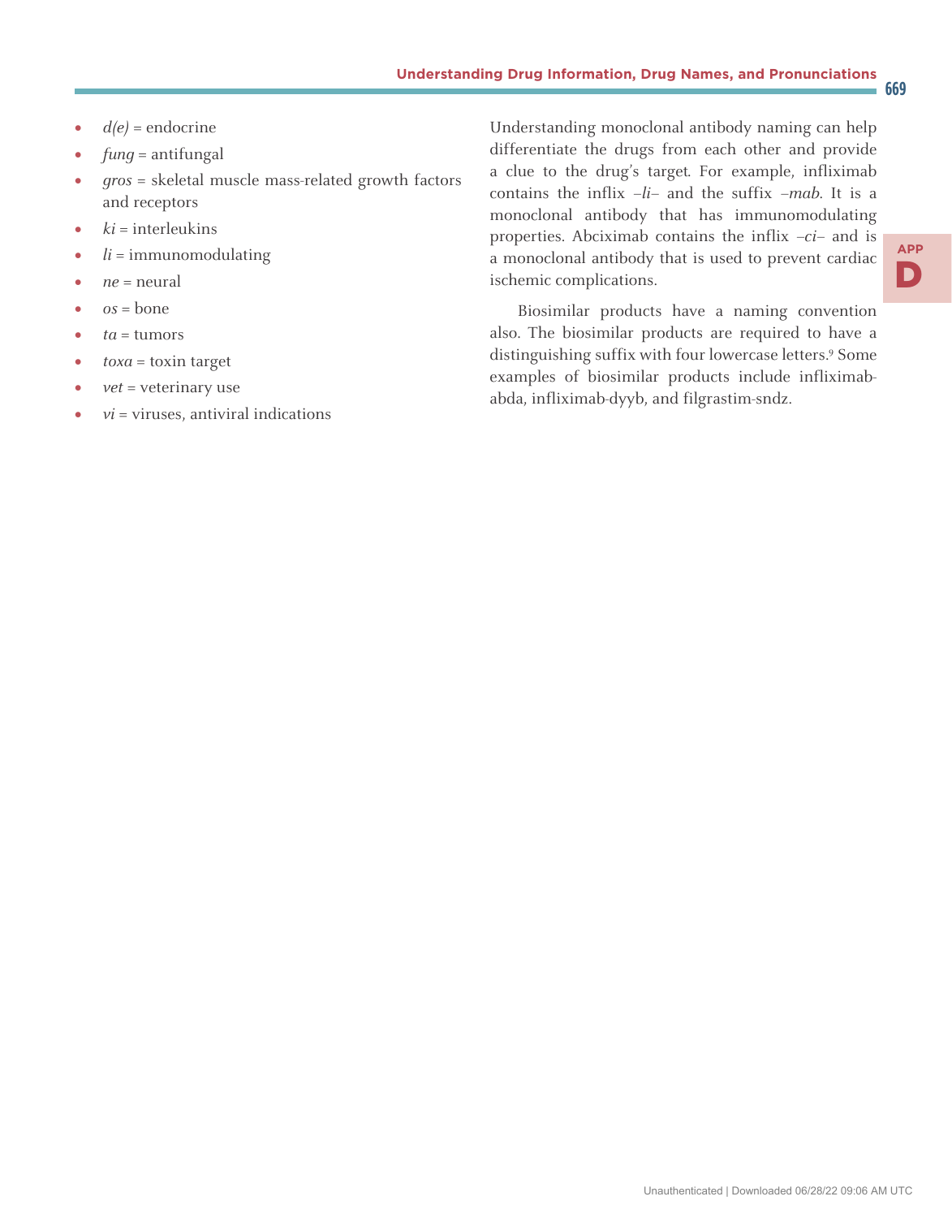- *d(e)* = endocrine
- *fung* = antifungal
- *gros* = skeletal muscle mass-related growth factors and receptors
- *ki* = interleukins
- *li* = immunomodulating
- *ne* = neural
- *os* = bone
- *ta* = tumors
- *toxa* = toxin target
- *vet* = veterinary use
- *vi* = viruses, antiviral indications

Understanding monoclonal antibody naming can help differentiate the drugs from each other and provide a clue to the drug's target. For example, infliximab contains the inflix *–li–* and the suffix *–mab*. It is a monoclonal antibody that has immunomodulating properties. Abciximab contains the inflix *–ci–* and is a monoclonal antibody that is used to prevent cardiac ischemic complications.

Biosimilar products have a naming convention also. The biosimilar products are required to have a distinguishing suffix with four lowercase letters.[9] Some examples of biosimilar products include infliximab-abda, infliximab-dyyb, and filgrastim-sndz.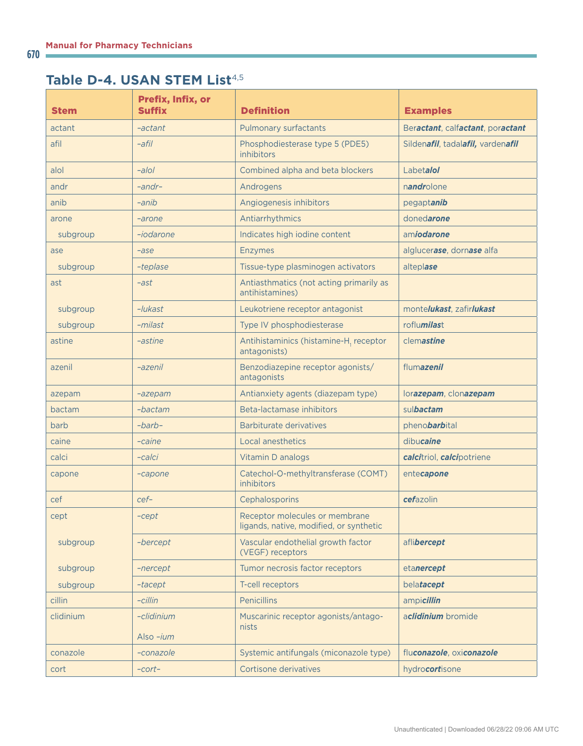## Table D-4. USAN STEM List[4,5]

| Stem | Prefix, Infix, or Suffix | Definition | Examples |
|---|---|---|---|
| actant | *–actant* | Pulmonary surfactants | Ber***actant***, calf***actant***, por***actant*** |
| afil | *–afil* | Phosphodiesterase type 5 (PDE5) inhibitors | Silden***afil***, tadal***afil,*** varden***afil*** |
| alol | *–alol* | Combined alpha and beta blockers | Labet***alol*** |
| andr | *–andr–* | Androgens | n***andr***olone |
| anib | *–anib* | Angiogenesis inhibitors | pegapt***anib*** |
| arone | *–arone* | Antiarrhythmics | doned***arone*** |
| subgroup | *–iodarone* | Indicates high iodine content | am***iodarone*** |
| ase | *–ase* | Enzymes | alglucer***ase***, dorn***ase*** alfa |
| subgroup | *–teplase* | Tissue-type plasminogen activators | altepl***ase*** |
| ast | *–ast* | Antiasthmatics (not acting primarily as antihistamines) | |
| subgroup | *–lukast* | Leukotriene receptor antagonist | monte***lukast***, zafir***lukast*** |
| subgroup | *–milast* | Type IV phosphodiesterase | roflu***milas***t |
| astine | *–astine* | Antihistaminics (histamine-$H_1$ receptor antagonists) | clem***astine*** |
| azenil | *–azenil* | Benzodiazepine receptor agonists/ antagonists | flum***azenil*** |
| azepam | *–azepam* | Antianxiety agents (diazepam type) | lor***azepam***, clon***azepam*** |
| bactam | *–bactam* | Beta-lactamase inhibitors | sul***bactam*** |
| barb | *–barb–* | Barbiturate derivatives | pheno***barb***ital |
| caine | *–caine* | Local anesthetics | dibu***caine*** |
| calci | *–calci* | Vitamin D analogs | ***calci***triol, ***calci***potriene |
| capone | *–capone* | Catechol-O-methyltransferase (COMT) inhibitors | ente***capone*** |
| cef | *cef–* | Cephalosporins | ***cef***azolin |
| cept | *–cept* | Receptor molecules or membrane ligands, native, modified, or synthetic | |
| subgroup | *–bercept* | Vascular endothelial growth factor (VEGF) receptors | afli***bercept*** |
| subgroup | *–nercept* | Tumor necrosis factor receptors | eta***nercept*** |
| subgroup | *–tacept* | T-cell receptors | bela***tacept*** |
| cillin | *–cillin* | Penicillins | ampi***cillin*** |
| clidinium | *–clidinium* Also *–ium* | Muscarinic receptor agonists/antagonists | a***clidinium*** bromide |
| conazole | *–conazole* | Systemic antifungals (miconazole type) | flu***conazole***, oxi***conazole*** |
| cort | *–cort–* | Cortisone derivatives | hydro***cort***isone |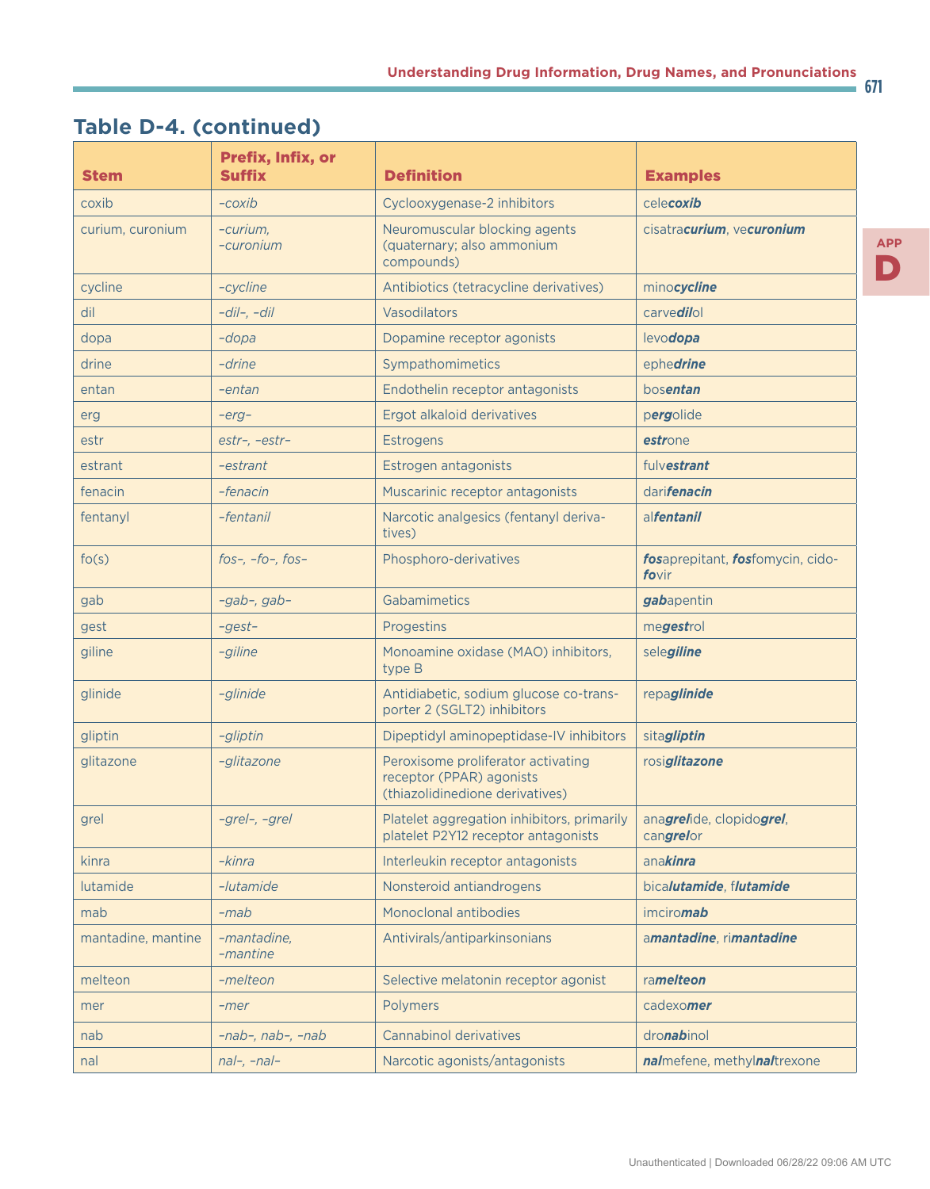## Table D-4. (continued)

| Stem | Prefix, Infix, or Suffix | Definition | Examples |
|---|---|---|---|
| coxib | *–coxib* | Cyclooxygenase-2 inhibitors | cele***coxib*** |
| curium, curonium | *–curium, –curonium* | Neuromuscular blocking agents (quaternary; also ammonium compounds) | cisatra***curium***, ve***curonium*** |
| cycline | *–cycline* | Antibiotics (tetracycline derivatives) | mino***cycline*** |
| dil | *–dil–, –dil* | Vasodilators | carve***dil***ol |
| dopa | *–dopa* | Dopamine receptor agonists | levo***dopa*** |
| drine | *–drine* | Sympathomimetics | ephe***drine*** |
| entan | *–entan* | Endothelin receptor antagonists | bos***entan*** |
| erg | *–erg–* | Ergot alkaloid derivatives | p***erg***olide |
| estr | *estr–, –estr–* | Estrogens | ***estr***one |
| estrant | *–estrant* | Estrogen antagonists | fulv***estrant*** |
| fenacin | *–fenacin* | Muscarinic receptor antagonists | dari***fenacin*** |
| fentanyl | *–fentanil* | Narcotic analgesics (fentanyl derivatives) | al***fentanil*** |
| fo(s) | *fos–, –fo–, fos–* | Phosphoro-derivatives | ***fos***aprepitant, ***fos***fomycin, cido***fo***vir |
| gab | *–gab–, gab–* | Gabamimetics | ***gab***apentin |
| gest | *–gest–* | Progestins | me***gest***rol |
| giline | *–giline* | Monoamine oxidase (MAO) inhibitors, type B | sele***giline*** |
| glinide | *–glinide* | Antidiabetic, sodium glucose co-transporter 2 (SGLT2) inhibitors | repa***glinide*** |
| gliptin | *–gliptin* | Dipeptidyl aminopeptidase-IV inhibitors | sita***gliptin*** |
| glitazone | *–glitazone* | Peroxisome proliferator activating receptor (PPAR) agonists (thiazolidinedione derivatives) | rosi***glitazone*** |
| grel | *–grel–, –grel* | Platelet aggregation inhibitors, primarily platelet P2Y12 receptor antagonists | ana***grel***ide, clopido***grel***, can***grel***or |
| kinra | *–kinra* | Interleukin receptor antagonists | ana***kinra*** |
| lutamide | *–lutamide* | Nonsteroid antiandrogens | bica***lutamide***, f***lutamide*** |
| mab | *–mab* | Monoclonal antibodies | imciro***mab*** |
| mantadine, mantine | *–mantadine, –mantine* | Antivirals/antiparkinsonians | a***mantadine***, ri***mantadine*** |
| melteon | *–melteon* | Selective melatonin receptor agonist | ra***melteon*** |
| mer | *–mer* | Polymers | cadexo***mer*** |
| nab | *–nab–, nab–, –nab* | Cannabinol derivatives | dro***nab***inol |
| nal | *nal–, –nal–* | Narcotic agonists/antagonists | ***nal***mefene, methyl***nal***trexone |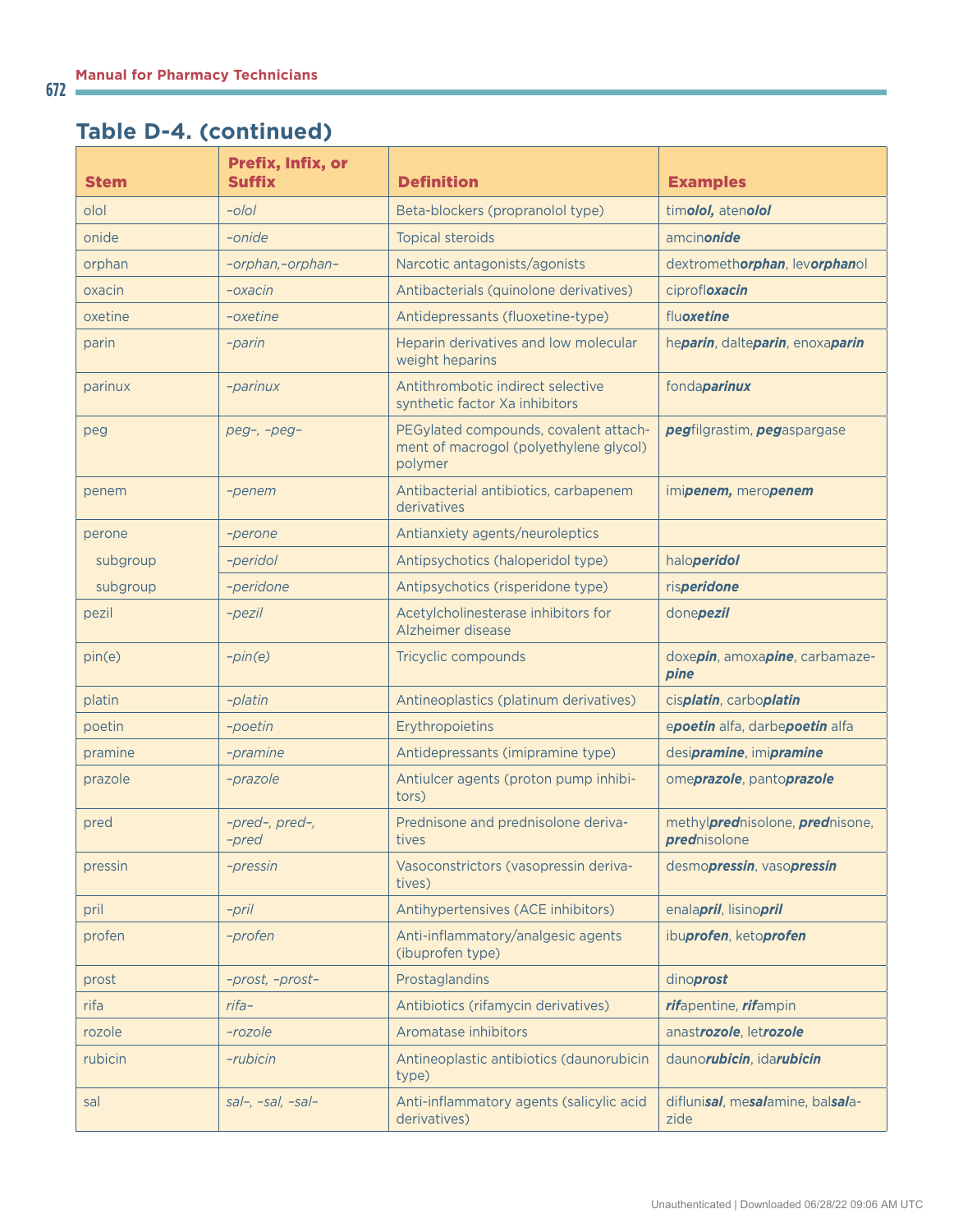## Table D-4. (continued)

| Stem | Prefix, Infix, or Suffix | Definition | Examples |
|---|---|---|---|
| olol | *-olol* | Beta-blockers (propranolol type) | tim***olol,*** aten***olol*** |
| onide | *-onide* | Topical steroids | amcin***onide*** |
| orphan | *-orphan,-orphan-* | Narcotic antagonists/agonists | dextrometh***orphan***, lev***orphan***ol |
| oxacin | *-oxacin* | Antibacterials (quinolone derivatives) | ciprofl***oxacin*** |
| oxetine | *-oxetine* | Antidepressants (fluoxetine-type) | flu***oxetine*** |
| parin | *-parin* | Heparin derivatives and low molecular weight heparins | he***parin***, dalte***parin***, enoxa***parin*** |
| parinux | *-parinux* | Antithrombotic indirect selective synthetic factor Xa inhibitors | fonda***parinux*** |
| peg | *peg-, -peg-* | PEGylated compounds, covalent attachment of macrogol (polyethylene glycol) polymer | ***peg***filgrastim, ***peg***aspargase |
| penem | *-penem* | Antibacterial antibiotics, carbapenem derivatives | imi***penem,*** mero***penem*** |
| perone | *-perone* | Antianxiety agents/neuroleptics | |
| subgroup | *-peridol* | Antipsychotics (haloperidol type) | halo***peridol*** |
| subgroup | *-peridone* | Antipsychotics (risperidone type) | ris***peridone*** |
| pezil | *-pezil* | Acetylcholinesterase inhibitors for Alzheimer disease | done***pezil*** |
| pin(e) | *-pin(e)* | Tricyclic compounds | doxe***pin***, amoxa***pine***, carbamaze***pine*** |
| platin | *-platin* | Antineoplastics (platinum derivatives) | cis***platin***, carbo***platin*** |
| poetin | *-poetin* | Erythropoietins | e***poetin*** alfa, darbe***poetin*** alfa |
| pramine | *-pramine* | Antidepressants (imipramine type) | desi***pramine***, imi***pramine*** |
| prazole | *-prazole* | Antiulcer agents (proton pump inhibitors) | ome***prazole***, panto***prazole*** |
| pred | *-pred-, pred-, -pred* | Prednisone and prednisolone derivatives | methyl***pred***nisolone, ***pred***nisone, ***pred***nisolone |
| pressin | *-pressin* | Vasoconstrictors (vasopressin derivatives) | desmo***pressin***, vaso***pressin*** |
| pril | *-pril* | Antihypertensives (ACE inhibitors) | enala***pril***, lisino***pril*** |
| profen | *-profen* | Anti-inflammatory/analgesic agents (ibuprofen type) | ibu***profen***, keto***profen*** |
| prost | *-prost, -prost-* | Prostaglandins | dino***prost*** |
| rifa | *rifa-* | Antibiotics (rifamycin derivatives) | ***rif***apentine, ***rif***ampin |
| rozole | *-rozole* | Aromatase inhibitors | anast***rozole***, let***rozole*** |
| rubicin | *-rubicin* | Antineoplastic antibiotics (daunorubicin type) | dauno***rubicin***, ida***rubicin*** |
| sal | *sal-, -sal, -sal-* | Anti-inflammatory agents (salicylic acid derivatives) | difluni***sal***, me***sal***amine, bal***sal***azide |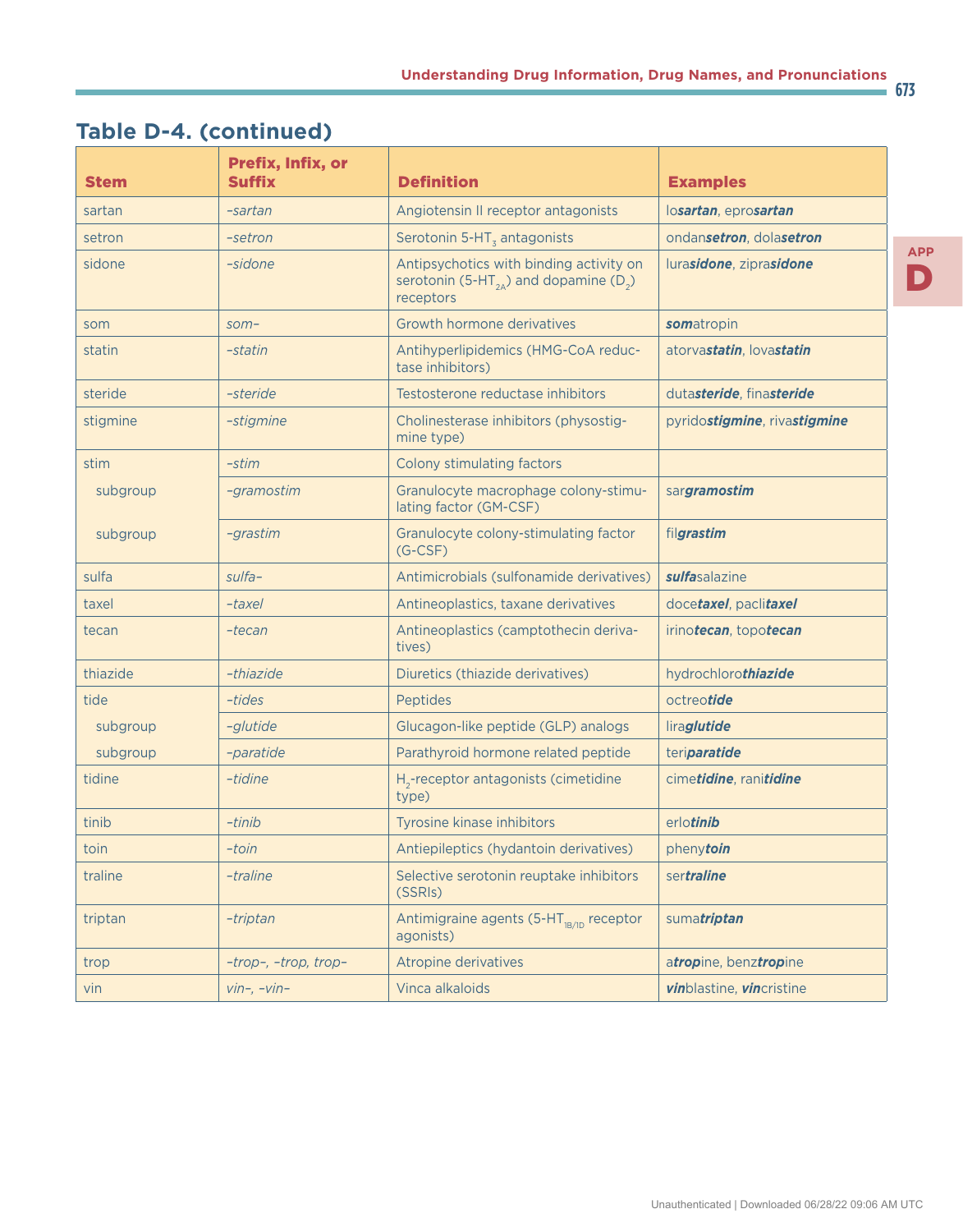## Table D-4. (continued)

| Stem | Prefix, Infix, or Suffix | Definition | Examples |
|---|---|---|---|
| sartan | *–sartan* | Angiotensin II receptor antagonists | lo***sartan***, epro***sartan*** |
| setron | *–setron* | Serotonin 5-$HT_3$ antagonists | ondan***setron***, dola***setron*** |
| sidone | *–sidone* | Antipsychotics with binding activity on serotonin (5-$HT_{2A}$) and dopamine ($D_2$) receptors | lura***sidone***, zipra***sidone*** |
| som | *som–* | Growth hormone derivatives | ***som***atropin |
| statin | *–statin* | Antihyperlipidemics (HMG-CoA reductase inhibitors) | atorva***statin***, lova***statin*** |
| steride | *–steride* | Testosterone reductase inhibitors | duta***steride***, fina***steride*** |
| stigmine | *–stigmine* | Cholinesterase inhibitors (physostigmine type) | pyrido***stigmine***, riva***stigmine*** |
| stim | *–stim* | Colony stimulating factors | |
| subgroup | *–gramostim* | Granulocyte macrophage colony-stimulating factor (GM-CSF) | sar***gramostim*** |
| subgroup | *–grastim* | Granulocyte colony-stimulating factor (G-CSF) | fil***grastim*** |
| sulfa | *sulfa–* | Antimicrobials (sulfonamide derivatives) | ***sulfa***salazine |
| taxel | *–taxel* | Antineoplastics, taxane derivatives | doce***taxel***, pacli***taxel*** |
| tecan | *–tecan* | Antineoplastics (camptothecin derivatives) | irino***tecan***, topo***tecan*** |
| thiazide | *–thiazide* | Diuretics (thiazide derivatives) | hydrochloro***thiazide*** |
| tide | *–tides* | Peptides | octreo***tide*** |
| subgroup | *–glutide* | Glucagon-like peptide (GLP) analogs | lira***glutide*** |
| subgroup | *–paratide* | Parathyroid hormone related peptide | teri***paratide*** |
| tidine | *–tidine* | $H_2$-receptor antagonists (cimetidine type) | cime***tidine***, rani***tidine*** |
| tinib | *–tinib* | Tyrosine kinase inhibitors | erlo***tinib*** |
| toin | *–toin* | Antiepileptics (hydantoin derivatives) | preny***toin*** |
| traline | *–traline* | Selective serotonin reuptake inhibitors (SSRIs) | ser***traline*** |
| triptan | *–triptan* | Antimigraine agents (5-$HT_{1B/1D}$ receptor agonists) | suma***triptan*** |
| trop | *–trop–, –trop, trop–* | Atropine derivatives | a***trop***ine, benz***trop***ine |
| vin | *vin–, –vin–* | Vinca alkaloids | ***vin***blastine, ***vin***cristine |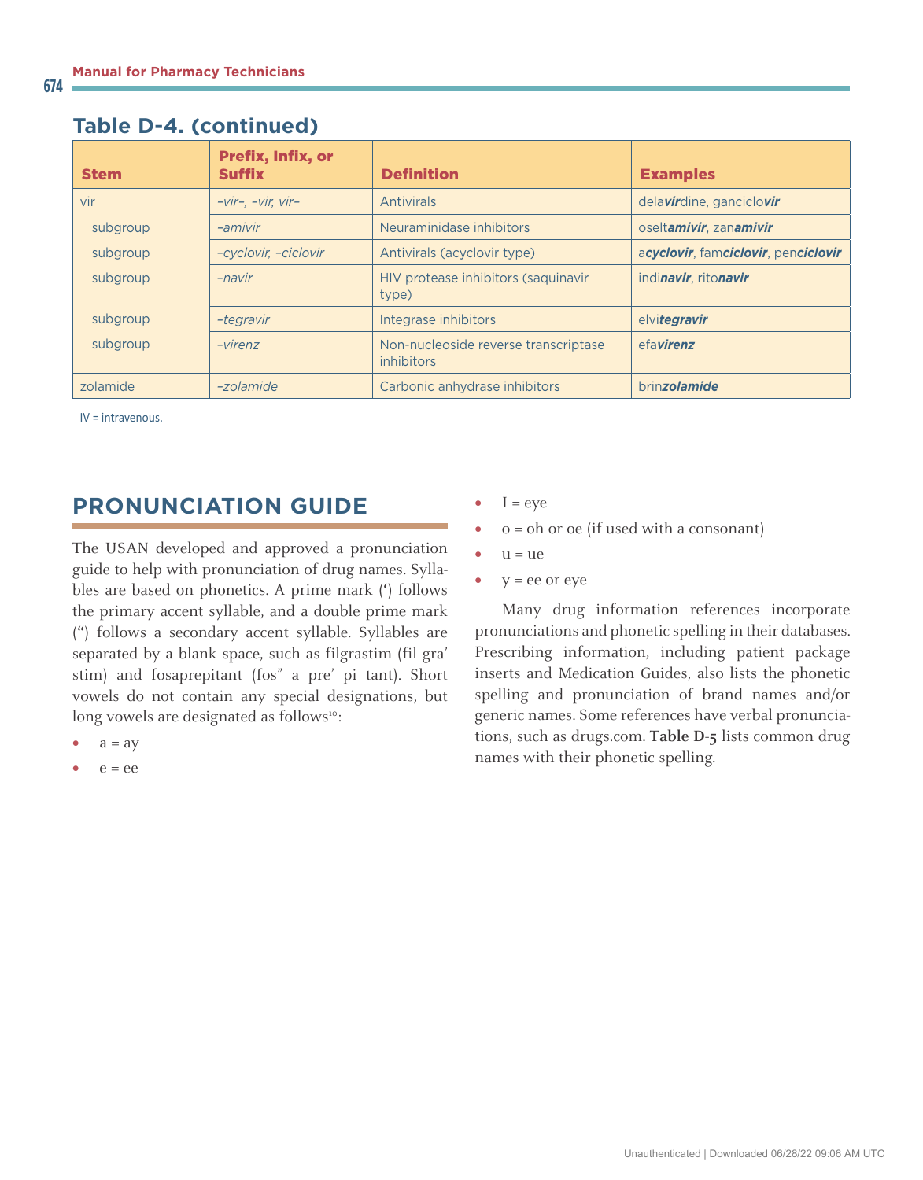## Table D-4. (continued)

| Stem | Prefix, Infix, or Suffix | Definition | Examples |
|---|---|---|---|
| vir | -vir-, -vir, vir- | Antivirals | dela**vir**dine, ganciclo**vir** |
| subgroup | -amivir | Neuraminidase inhibitors | oselt**amivir**, zan**amivir** |
| subgroup | -cyclovir, -ciclovir | Antivirals (acyclovir type) | a**cyclovir**, fam**ciclovir**, pen**ciclovir** |
| subgroup | -navir | HIV protease inhibitors (saquinavir type) | indi**navir**, rito**navir** |
| subgroup | -tegravir | Integrase inhibitors | elvi**tegravir** |
| subgroup | -virenz | Non-nucleoside reverse transcriptase inhibitors | efa**virenz** |
| zolamide | -zolamide | Carbonic anhydrase inhibitors | brin**zolamide** |

IV = intravenous.

## PRONUNCIATION GUIDE

The USAN developed and approved a pronunciation guide to help with pronunciation of drug names. Syllables are based on phonetics. A prime mark (') follows the primary accent syllable, and a double prime mark (") follows a secondary accent syllable. Syllables are separated by a blank space, such as filgrastim (fil gra' stim) and fosaprepitant (fos" a pre' pi tant). Short vowels do not contain any special designations, but long vowels are designated as follows[10]:

- a = ay
- e = ee
- I = eye
- o = oh or oe (if used with a consonant)
- u = ue
- y = ee or eye

Many drug information references incorporate pronunciations and phonetic spelling in their databases. Prescribing information, including patient package inserts and Medication Guides, also lists the phonetic spelling and pronunciation of brand names and/or generic names. Some references have verbal pronunciations, such as drugs.com. **Table D-5** lists common drug names with their phonetic spelling.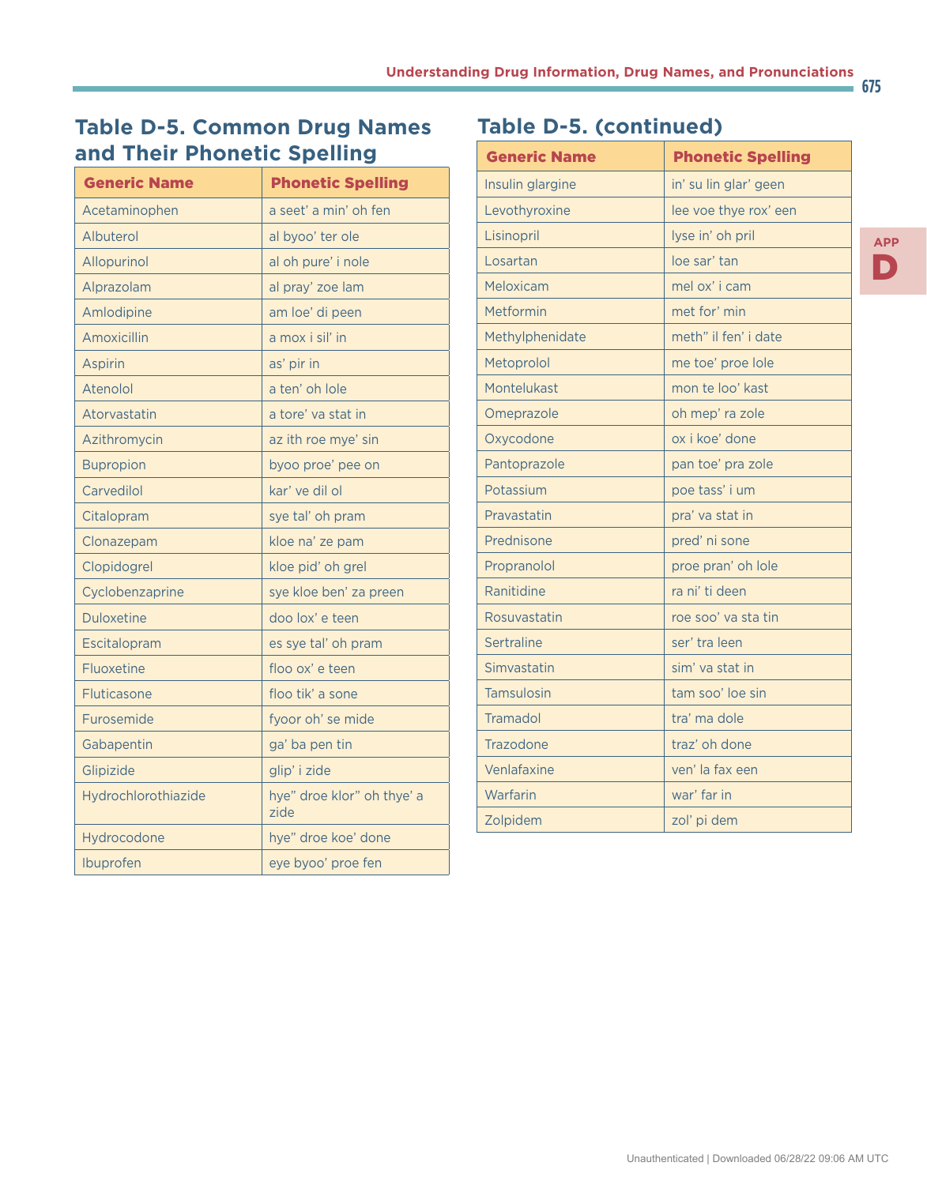## Table D-5. Common Drug Names and Their Phonetic Spelling

| Generic Name | Phonetic Spelling |
|---|---|
| Acetaminophen | a seet' a min' oh fen |
| Albuterol | al byoo' ter ole |
| Allopurinol | al oh pure' i nole |
| Alprazolam | al pray' zoe lam |
| Amlodipine | am loe' di peen |
| Amoxicillin | a mox i sil' in |
| Aspirin | as' pir in |
| Atenolol | a ten' oh lole |
| Atorvastatin | a tore' va stat in |
| Azithromycin | az ith roe mye' sin |
| Bupropion | byoo proe' pee on |
| Carvedilol | kar' ve dil ol |
| Citalopram | sye tal' oh pram |
| Clonazepam | kloe na' ze pam |
| Clopidogrel | kloe pid' oh grel |
| Cyclobenzaprine | sye kloe ben' za preen |
| Duloxetine | doo lox' e teen |
| Escitalopram | es sye tal' oh pram |
| Fluoxetine | floo ox' e teen |
| Fluticasone | floo tik' a sone |
| Furosemide | fyoor oh' se mide |
| Gabapentin | ga' ba pen tin |
| Glipizide | glip' i zide |
| Hydrochlorothiazide | hye" droe klor" oh thye' a zide |
| Hydrocodone | hye" droe koe' done |
| Ibuprofen | eye byoo' proe fen |
| Insulin glargine | in' su lin glar' geen |
| Levothyroxine | lee voe thye rox' een |
| Lisinopril | lyse in' oh pril |
| Losartan | loe sar' tan |
| Meloxicam | mel ox' i cam |
| Metformin | met for' min |
| Methylphenidate | meth" il fen' i date |
| Metoprolol | me toe' proe lole |
| Montelukast | mon te loo' kast |
| Omeprazole | oh mep' ra zole |
| Oxycodone | ox i koe' done |
| Pantoprazole | pan toe' pra zole |
| Potassium | poe tass' i um |
| Pravastatin | pra' va stat in |
| Prednisone | pred' ni sone |
| Propranolol | proe pran' oh lole |
| Ranitidine | ra ni' ti deen |
| Rosuvastatin | roe soo' va sta tin |
| Sertraline | ser' tra leen |
| Simvastatin | sim' va stat in |
| Tamsulosin | tam soo' loe sin |
| Tramadol | tra' ma dole |
| Trazodone | traz' oh done |
| Venlafaxine | ven' la fax een |
| Warfarin | war' far in |
| Zolpidem | zol' pi dem |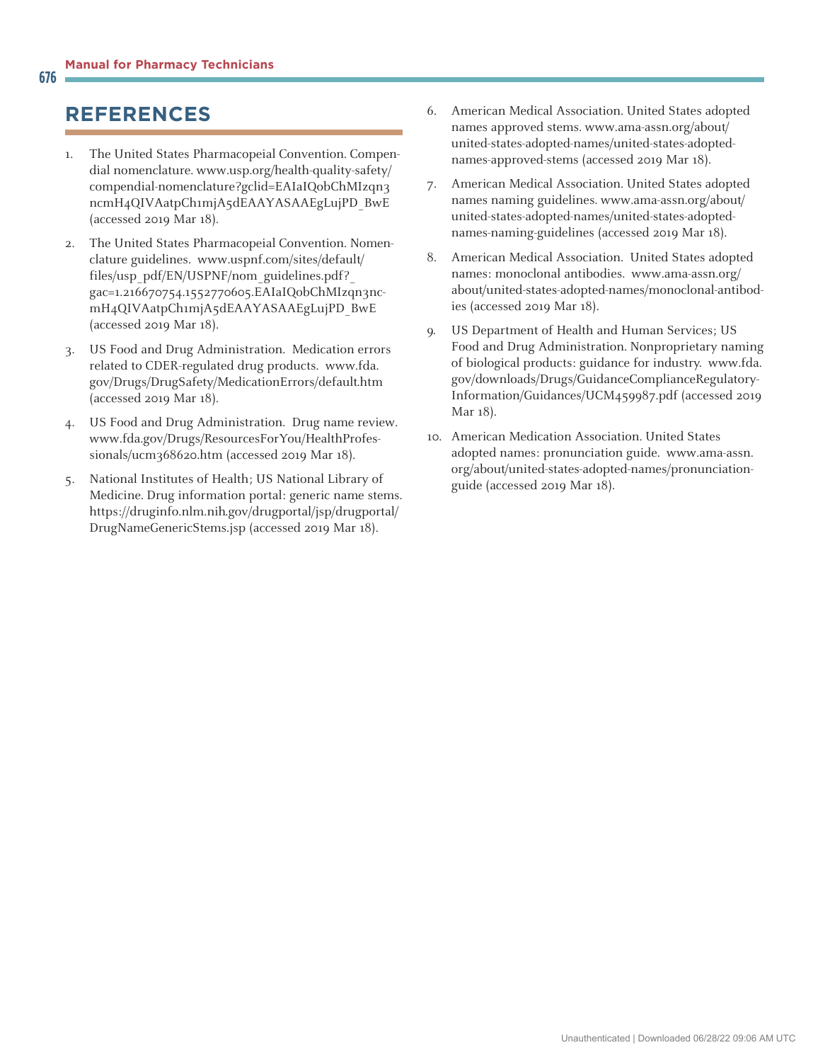## REFERENCES

1. The United States Pharmacopeial Convention. Compendial nomenclature. www.usp.org/health-quality-safety/compendial-nomenclature?gclid=EAIaIQobChMIzqn3ncmH4QIVAatpCh1mjA5dEAAYASAAEgLujPD_BwE (accessed 2019 Mar 18).

2. The United States Pharmacopeial Convention. Nomenclature guidelines. www.uspnf.com/sites/default/files/usp_pdf/EN/USPNF/nom_guidelines.pdf?_gac=1.216670754.1552770605.EAIaIQobChMIzqn3ncmH4QIVAatpCh1mjA5dEAAYASAAEgLujPD_BwE (accessed 2019 Mar 18).

3. US Food and Drug Administration. Medication errors related to CDER-regulated drug products. www.fda.gov/Drugs/DrugSafety/MedicationErrors/default.htm (accessed 2019 Mar 18).

4. US Food and Drug Administration. Drug name review. www.fda.gov/Drugs/ResourcesForYou/HealthProfessionals/ucm368620.htm (accessed 2019 Mar 18).

5. National Institutes of Health; US National Library of Medicine. Drug information portal: generic name stems. https://druginfo.nlm.nih.gov/drugportal/jsp/drugportal/DrugNameGenericStems.jsp (accessed 2019 Mar 18).

6. American Medical Association. United States adopted names approved stems. www.ama-assn.org/about/united-states-adopted-names/united-states-adopted-names-approved-stems (accessed 2019 Mar 18).

7. American Medical Association. United States adopted names naming guidelines. www.ama-assn.org/about/united-states-adopted-names/united-states-adopted-names-naming-guidelines (accessed 2019 Mar 18).

8. American Medical Association. United States adopted names: monoclonal antibodies. www.ama-assn.org/about/united-states-adopted-names/monoclonal-antibodies (accessed 2019 Mar 18).

9. US Department of Health and Human Services; US Food and Drug Administration. Nonproprietary naming of biological products: guidance for industry. www.fda.gov/downloads/Drugs/GuidanceComplianceRegulatoryInformation/Guidances/UCM459987.pdf (accessed 2019 Mar 18).

10. American Medication Association. United States adopted names: pronunciation guide. www.ama-assn.org/about/united-states-adopted-names/pronunciation-guide (accessed 2019 Mar 18).